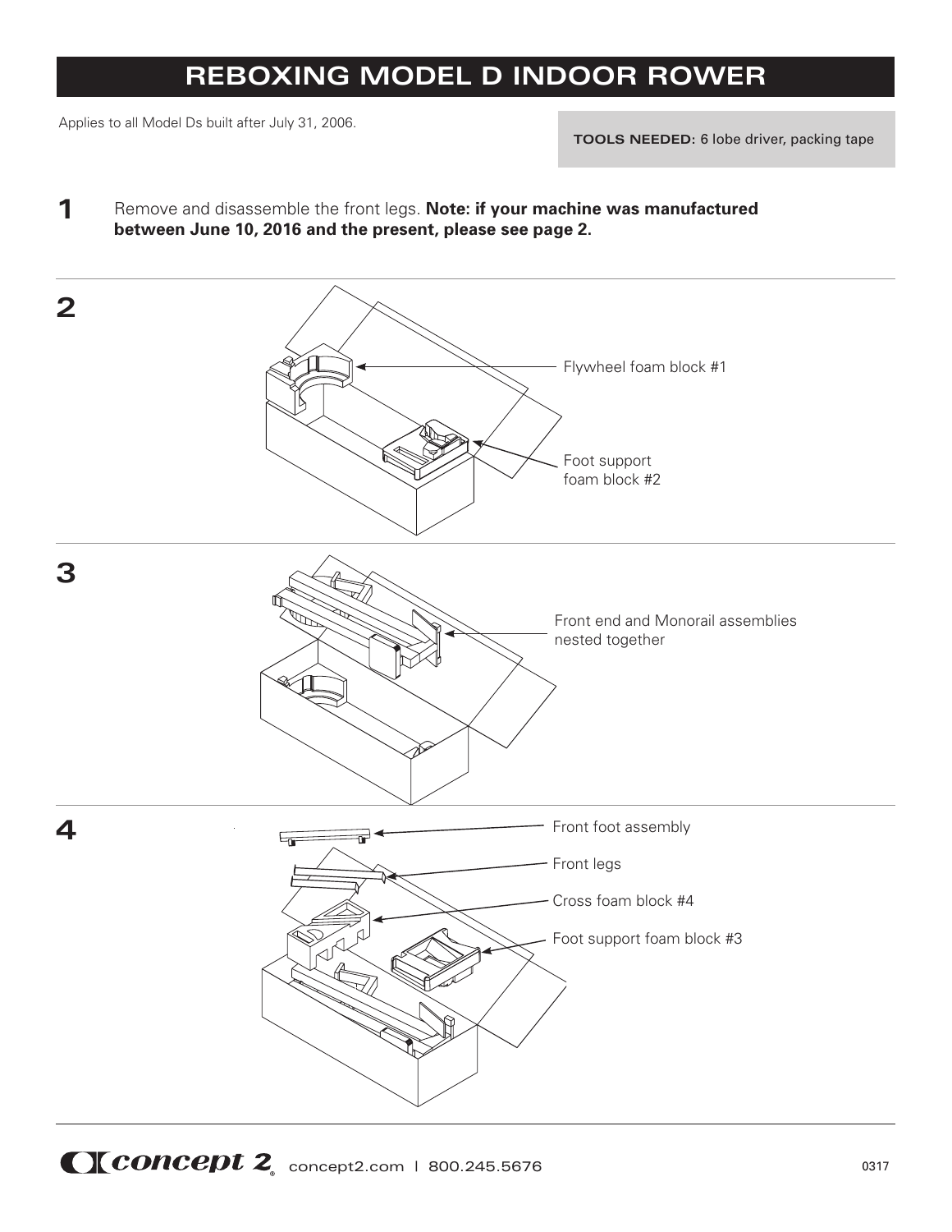# REBOXING MODEL D INDOOR ROWER

Applies to all Model Ds built after July 31, 2006.

**TOOLS NEEDED:** 6 lobe driver, packing tape

**1** Remove and disassemble the front legs. **Note: if your machine was manufactured between June 10, 2016 and the present, please see page 2.**

**2**

Flywheel foam block #1

Foot support foam block #2

**3**

Front end and Monorail assemblies nested together

**4**

Front foot assembly

Front legs

Cross foam block #4

Foot support foam block #3

concept2.com | 800.245.5676

0317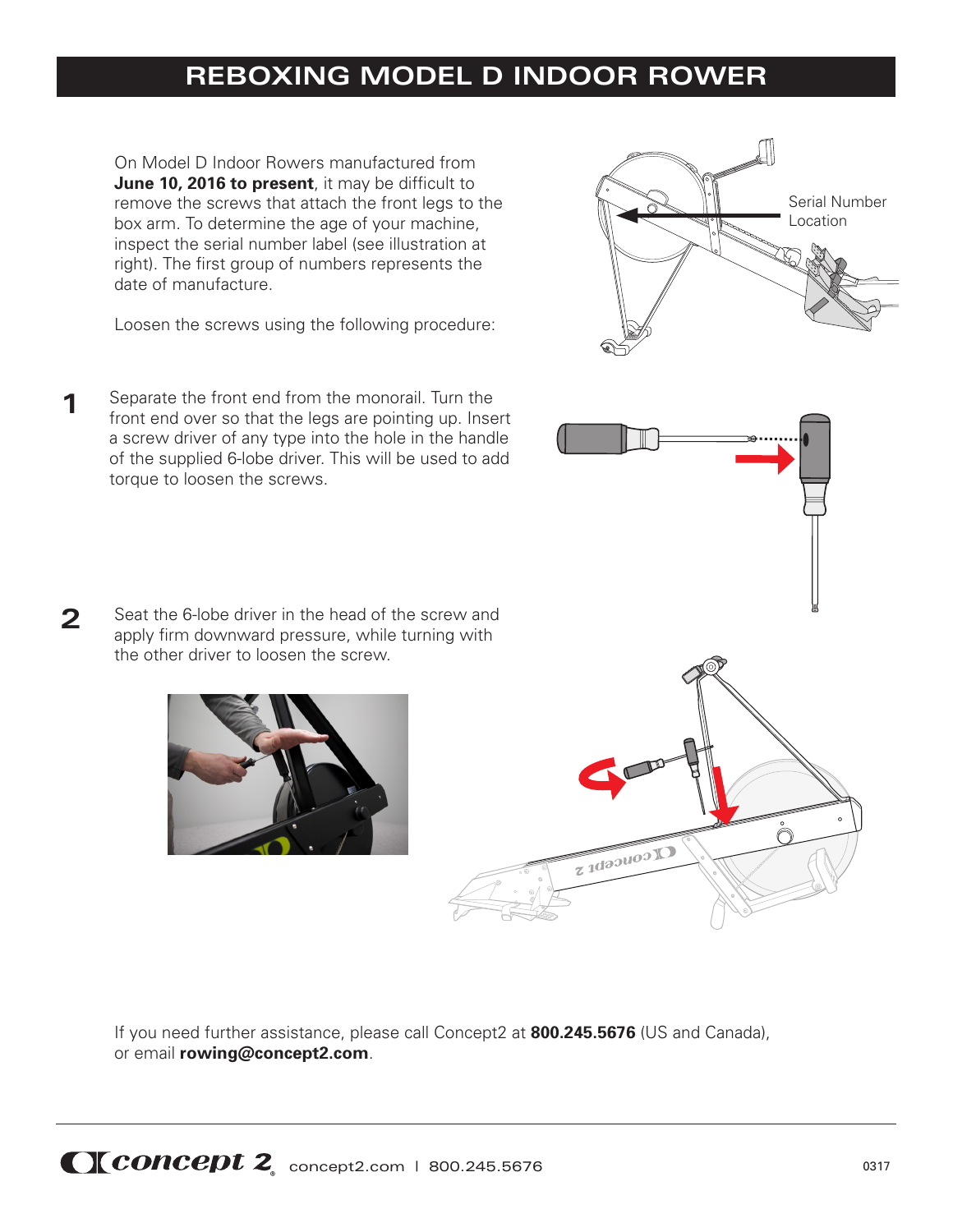# REBOXING MODEL D INDOOR ROWER

On Model D Indoor Rowers manufactured from **June 10, 2016 to present**, it may be difficult to remove the screws that attach the front legs to the box arm. To determine the age of your machine, inspect the serial number label (see illustration at right). The first group of numbers represents the date of manufacture.

Serial Number Location

Loosen the screws using the following procedure:

1. Separate the front end from the monorail. Turn the front end over so that the legs are pointing up. Insert a screw driver of any type into the hole in the handle of the supplied 6-lobe driver. This will be used to add torque to loosen the screws.

2. Seat the 6-lobe driver in the head of the screw and apply firm downward pressure, while turning with the other driver to loosen the screw.

If you need further assistance, please call Concept2 at **800.245.5676** (US and Canada), or email **rowing@concept2.com**.

concept2.com | 800.245.5676

0317